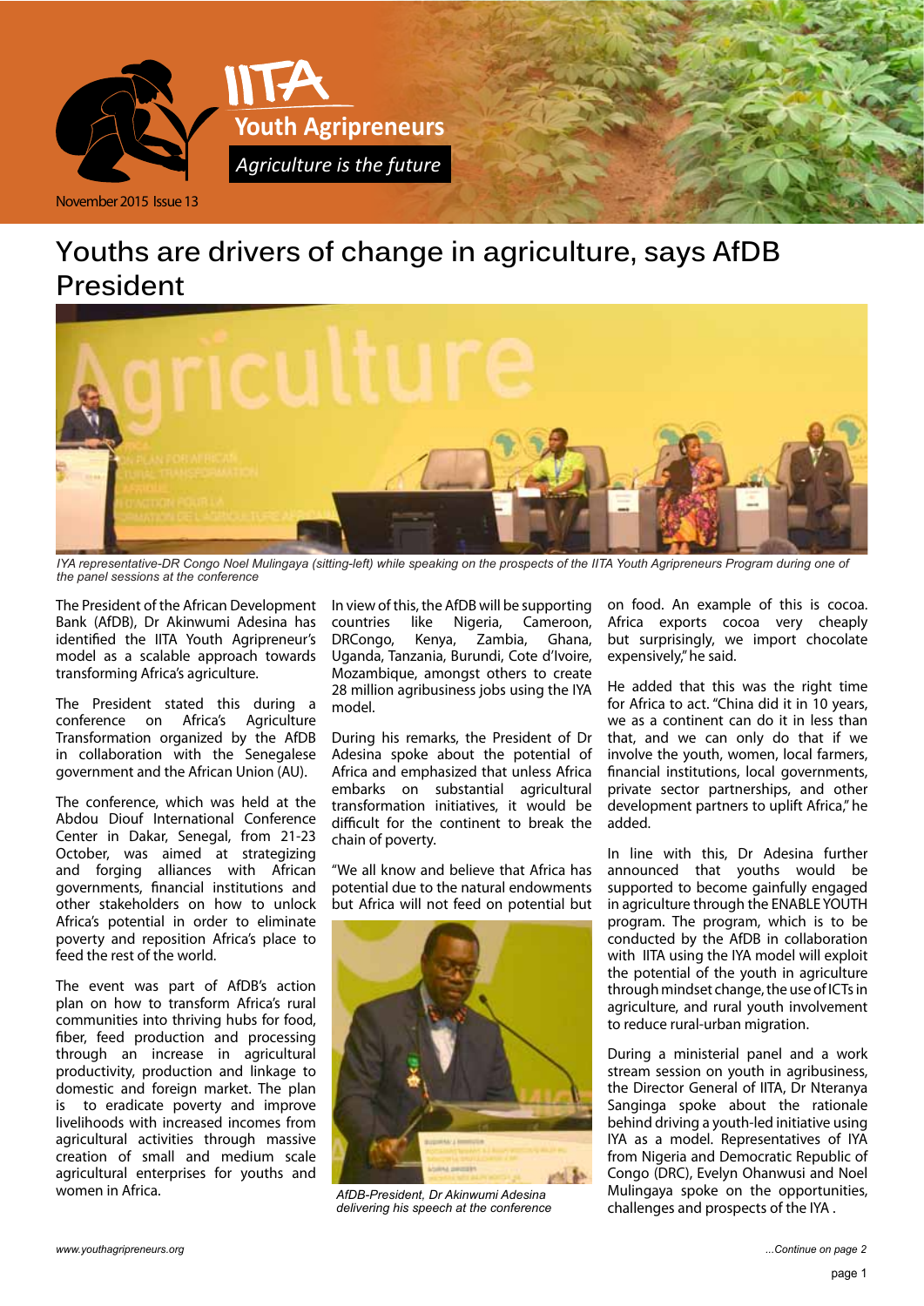IITA Youth Agripreneurs

*Agriculture is the future*

November 2015 Issue 13

# Youths are drivers of change in agriculture, says AfDB President

*IYA representative-DR Congo Noel Mulingaya (sitting-left) while speaking on the prospects of the IITA Youth Agripreneurs Program during one of the panel sessions at the conference*

The President of the African Development Bank (AfDB), Dr Akinwumi Adesina has identified the IITA Youth Agripreneur's model as a scalable approach towards transforming Africa's agriculture.

The President stated this during a conference on Africa's Agriculture Transformation organized by the AfDB in collaboration with the Senegalese government and the African Union (AU).

The conference, which was held at the Abdou Diouf International Conference Center in Dakar, Senegal, from 21-23 October, was aimed at strategizing and forging alliances with African governments, financial institutions and other stakeholders on how to unlock Africa's potential in order to eliminate poverty and reposition Africa's place to feed the rest of the world.

The event was part of AfDB's action plan on how to transform Africa's rural communities into thriving hubs for food, fiber, feed production and processing through an increase in agricultural productivity, production and linkage to domestic and foreign market. The plan is to eradicate poverty and improve livelihoods with increased incomes from agricultural activities through massive creation of small and medium scale agricultural enterprises for youths and women in Africa.

In view of this, the AfDB will be supporting countries like Nigeria, Cameroon, DRCongo, Kenya, Zambia, Ghana, Uganda, Tanzania, Burundi, Cote d'Ivoire, Mozambique, amongst others to create 28 million agribusiness jobs using the IYA model.

During his remarks, the President of Dr Adesina spoke about the potential of Africa and emphasized that unless Africa embarks on substantial agricultural transformation initiatives, it would be difficult for the continent to break the chain of poverty.

"We all know and believe that Africa has potential due to the natural endowments but Africa will not feed on potential but on food. An example of this is cocoa. Africa exports cocoa very cheaply but surprisingly, we import chocolate expensively," he said.

*AfDB-President, Dr Akinwumi Adesina delivering his speech at the conference*

He added that this was the right time for Africa to act. "China did it in 10 years, we as a continent can do it in less than that, and we can only do that if we involve the youth, women, local farmers, financial institutions, local governments, private sector partnerships, and other development partners to uplift Africa," he added.

In line with this, Dr Adesina further announced that youths would be supported to become gainfully engaged in agriculture through the ENABLE YOUTH program. The program, which is to be conducted by the AfDB in collaboration with IITA using the IYA model will exploit the potential of the youth in agriculture through mindset change, the use of ICTs in agriculture, and rural youth involvement to reduce rural-urban migration.

During a ministerial panel and a work stream session on youth in agribusiness, the Director General of IITA, Dr Nteranya Sanginga spoke about the rationale behind driving a youth-led initiative using IYA as a model. Representatives of IYA from Nigeria and Democratic Republic of Congo (DRC), Evelyn Ohanwusi and Noel Mulingaya spoke on the opportunities, challenges and prospects of the IYA .

*...Continue on page 2*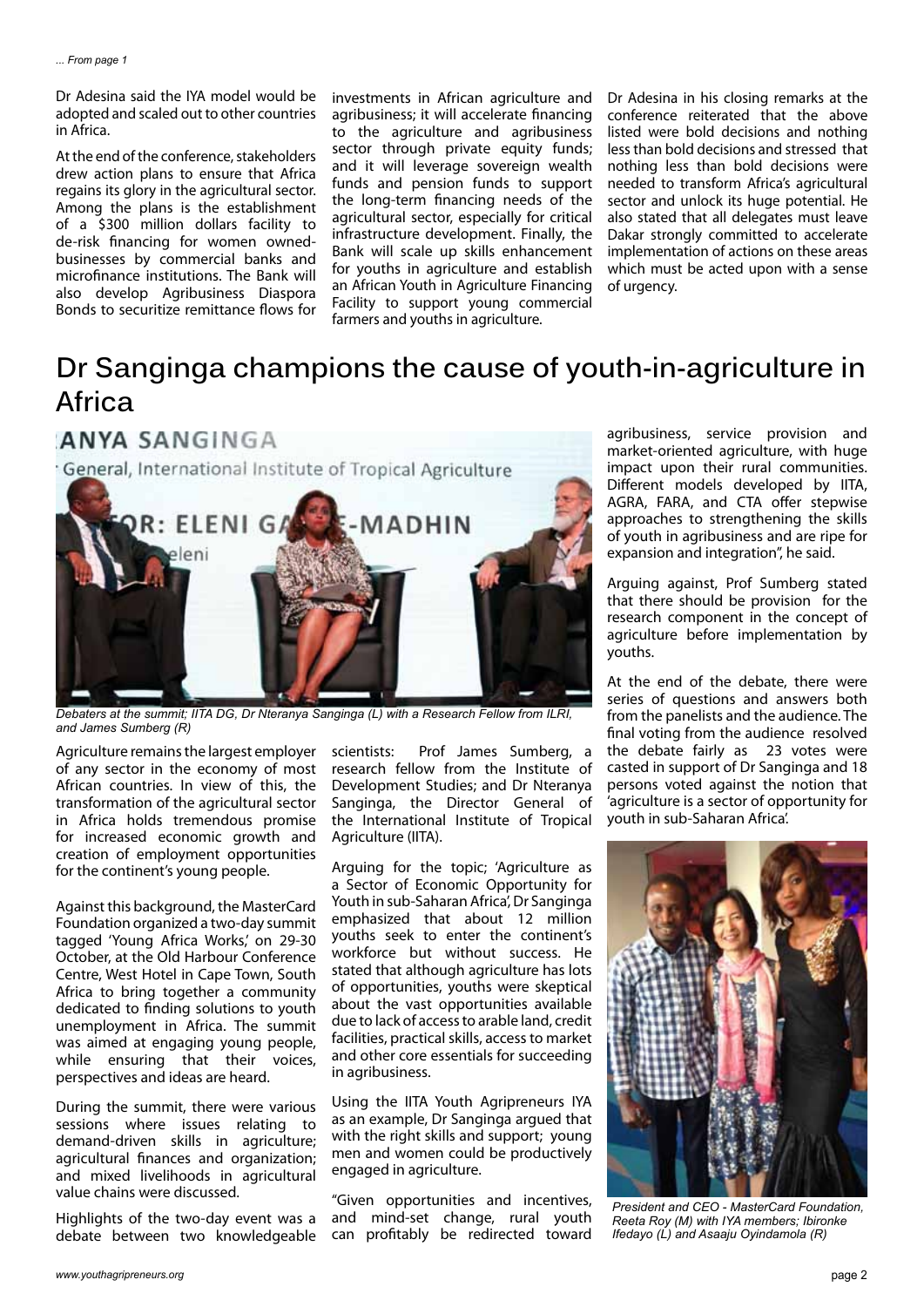*... From page 1*

Dr Adesina said the IYA model would be adopted and scaled out to other countries in Africa.

At the end of the conference, stakeholders drew action plans to ensure that Africa regains its glory in the agricultural sector. Among the plans is the establishment of a $300 million dollars facility to de-risk financing for women owned-businesses by commercial banks and microfinance institutions. The Bank will also develop Agribusiness Diaspora Bonds to securitize remittance flows for investments in African agriculture and agribusiness; it will accelerate financing to the agriculture and agribusiness sector through private equity funds; and it will leverage sovereign wealth funds and pension funds to support the long-term financing needs of the agricultural sector, especially for critical infrastructure development. Finally, the Bank will scale up skills enhancement for youths in agriculture and establish an African Youth in Agriculture Financing Facility to support young commercial farmers and youths in agriculture.

Dr Adesina in his closing remarks at the conference reiterated that the above listed were bold decisions and nothing less than bold decisions and stressed that nothing less than bold decisions were needed to transform Africa's agricultural sector and unlock its huge potential. He also stated that all delegates must leave Dakar strongly committed to accelerate implementation of actions on these areas which must be acted upon with a sense of urgency.

# Dr Sanginga champions the cause of youth-in-agriculture in Africa

*Debaters at the summit; IITA DG, Dr Nteranya Sanginga (L) with a Research Fellow from ILRI, and James Sumberg (R)*

Agriculture remains the largest employer of any sector in the economy of most African countries. In view of this, the transformation of the agricultural sector in Africa holds tremendous promise for increased economic growth and creation of employment opportunities for the continent's young people.

Against this background, the MasterCard Foundation organized a two-day summit tagged 'Young Africa Works,' on 29-30 October, at the Old Harbour Conference Centre, West Hotel in Cape Town, South Africa to bring together a community dedicated to finding solutions to youth unemployment in Africa. The summit was aimed at engaging young people, while ensuring that their voices, perspectives and ideas are heard.

During the summit, there were various sessions where issues relating to demand-driven skills in agriculture; agricultural finances and organization; and mixed livelihoods in agricultural value chains were discussed.

Highlights of the two-day event was a debate between two knowledgeable scientists: Prof James Sumberg, a research fellow from the Institute of Development Studies; and Dr Nteranya Sanginga, the Director General of the International Institute of Tropical Agriculture (IITA).

Arguing for the topic; 'Agriculture as a Sector of Economic Opportunity for Youth in sub-Saharan Africa', Dr Sanginga emphasized that about 12 million youths seek to enter the continent's workforce but without success. He stated that although agriculture has lots of opportunities, youths were skeptical about the vast opportunities available due to lack of access to arable land, credit facilities, practical skills, access to market and other core essentials for succeeding in agribusiness.

Using the IITA Youth Agripreneurs IYA as an example, Dr Sanginga argued that with the right skills and support; young men and women could be productively engaged in agriculture.

"Given opportunities and incentives, and mind-set change, rural youth can profitably be redirected toward agribusiness, service provision and market-oriented agriculture, with huge impact upon their rural communities. Different models developed by IITA, AGRA, FARA, and CTA offer stepwise approaches to strengthening the skills of youth in agribusiness and are ripe for expansion and integration", he said.

Arguing against, Prof Sumberg stated that there should be provision for the research component in the concept of agriculture before implementation by youths.

At the end of the debate, there were series of questions and answers both from the panelists and the audience. The final voting from the audience resolved the debate fairly as 23 votes were casted in support of Dr Sanginga and 18 persons voted against the notion that 'agriculture is a sector of opportunity for youth in sub-Saharan Africa'.

*President and CEO - MasterCard Foundation, Reeta Roy (M) with IYA members; Ibironke Ifedayo (L) and Asaaju Oyindamola (R)*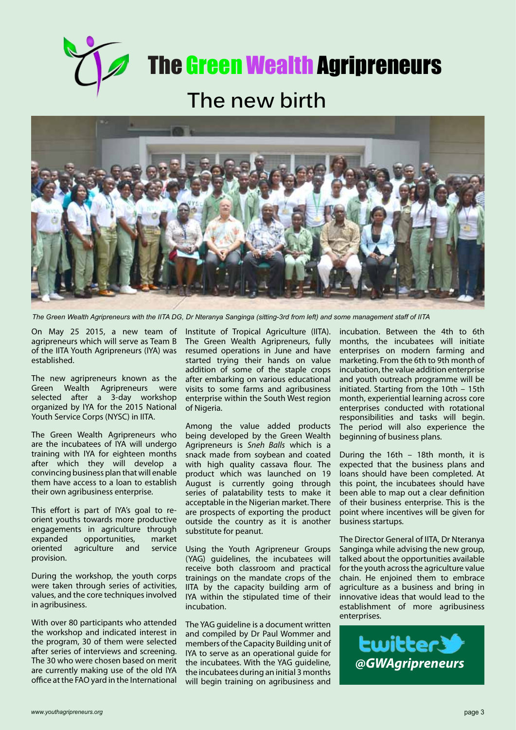# The Green Wealth Agripreneurs

## The new birth

*The Green Wealth Agripreneurs with the IITA DG, Dr Nteranya Sanginga (sitting-3rd from left) and some management staff of IITA*

On May 25 2015, a new team of agripreneurs which will serve as Team B of the IITA Youth Agripreneurs (IYA) was established.

The new agripreneurs known as the Green Wealth Agripreneurs were selected after a 3-day workshop organized by IYA for the 2015 National Youth Service Corps (NYSC) in IITA.

The Green Wealth Agripreneurs who are the incubatees of IYA will undergo training with IYA for eighteen months after which they will develop a convincing business plan that will enable them have access to a loan to establish their own agribusiness enterprise.

This effort is part of IYA's goal to re-orient youths towards more productive engagements in agriculture through expanded opportunities, market oriented agriculture and service provision.

During the workshop, the youth corps were taken through series of activities, values, and the core techniques involved in agribusiness.

With over 80 participants who attended the workshop and indicated interest in the program, 30 of them were selected after series of interviews and screening. The 30 who were chosen based on merit are currently making use of the old IYA office at the FAO yard in the International Institute of Tropical Agriculture (IITA). The Green Wealth Agripreneurs, fully resumed operations in June and have started trying their hands on value addition of some of the staple crops after embarking on various educational visits to some farms and agribusiness enterprise within the South West region of Nigeria.

Among the value added products being developed by the Green Wealth Agripreneurs is *Sneh Balls* which is a snack made from soybean and coated with high quality cassava flour. The product which was launched on 19 August is currently going through series of palatability tests to make it acceptable in the Nigerian market. There are prospects of exporting the product outside the country as it is another substitute for peanut.

Using the Youth Agripreneur Groups (YAG) guidelines, the incubatees will receive both classroom and practical trainings on the mandate crops of the IITA by the capacity building arm of IYA within the stipulated time of their incubation.

The YAG guideline is a document written and compiled by Dr Paul Wommer and members of the Capacity Building unit of IYA to serve as an operational guide for the incubatees. With the YAG guideline, the incubatees during an initial 3 months will begin training on agribusiness and incubation. Between the 4th to 6th months, the incubatees will initiate enterprises on modern farming and marketing. From the 6th to 9th month of incubation, the value addition enterprise and youth outreach programme will be initiated. Starting from the 10th – 15th month, experiential learning across core enterprises conducted with rotational responsibilities and tasks will begin. The period will also experience the beginning of business plans.

During the 16th – 18th month, it is expected that the business plans and loans should have been completed. At this point, the incubatees should have been able to map out a clear definition of their business enterprise. This is the point where incentives will be given for business startups.

The Director General of IITA, Dr Nteranya Sanginga while advising the new group, talked about the opportunities available for the youth across the agriculture value chain. He enjoined them to embrace agriculture as a business and bring in innovative ideas that would lead to the establishment of more agribusiness enterprises.

twitter **@GWAgripreneurs**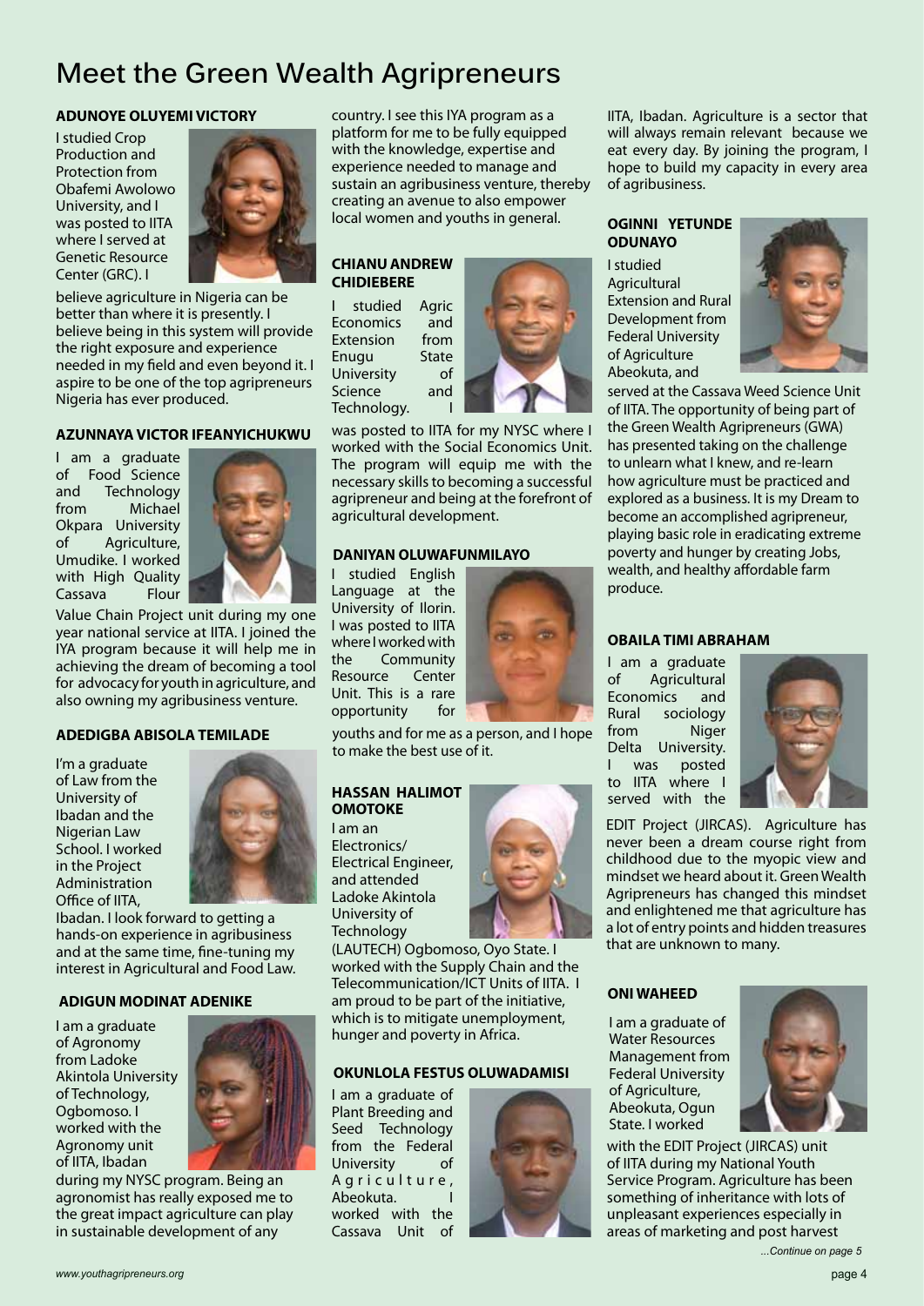# Meet the Green Wealth Agripreneurs

### ADUNOYE OLUYEMI VICTORY

I studied Crop Production and Protection from Obafemi Awolowo University, and I was posted to IITA where I served at Genetic Resource Center (GRC). I believe agriculture in Nigeria can be better than where it is presently. I believe being in this system will provide the right exposure and experience needed in my field and even beyond it. I aspire to be one of the top agripreneurs Nigeria has ever produced.

### AZUNNAYA VICTOR IFEANYICHUKWU

I am a graduate of Food Science and Technology from Michael Okpara University of Agriculture, Umudike. I worked with High Quality Cassava Flour Value Chain Project unit during my one year national service at IITA. I joined the IYA program because it will help me in achieving the dream of becoming a tool for advocacy for youth in agriculture, and also owning my agribusiness venture.

### ADEDIGBA ABISOLA TEMILADE

I'm a graduate of Law from the University of Ibadan and the Nigerian Law School. I worked in the Project Administration Office of IITA, Ibadan. I look forward to getting a hands-on experience in agribusiness and at the same time, fine-tuning my interest in Agricultural and Food Law.

### ADIGUN MODINAT ADENIKE

I am a graduate of Agronomy from Ladoke Akintola University of Technology, Ogbomoso. I worked with the Agronomy unit of IITA, Ibadan during my NYSC program. Being an agronomist has really exposed me to the great impact agriculture can play in sustainable development of any country. I see this IYA program as a platform for me to be fully equipped with the knowledge, expertise and experience needed to manage and sustain an agribusiness venture, thereby creating an avenue to also empower local women and youths in general.

### CHIANU ANDREW CHIDIEBERE

I studied Agric Economics and Extension from Enugu State University of Science and Technology. I was posted to IITA for my NYSC where I worked with the Social Economics Unit. The program will equip me with the necessary skills to becoming a successful agripreneur and being at the forefront of agricultural development.

### DANIYAN OLUWAFUNMILAYO

I studied English Language at the University of Ilorin. I was posted to IITA where I worked with the Community Resource Center Unit. This is a rare opportunity for youths and for me as a person, and I hope to make the best use of it.

### HASSAN HALIMOT OMOTOKE

I am an Electronics/ Electrical Engineer, and attended Ladoke Akintola University of Technology (LAUTECH) Ogbomoso, Oyo State. I worked with the Supply Chain and the Telecommunication/ICT Units of IITA. I am proud to be part of the initiative, which is to mitigate unemployment, hunger and poverty in Africa.

### OKUNLOLA FESTUS OLUWADAMISI

I am a graduate of Plant Breeding and Seed Technology from the Federal University of Agriculture, Abeokuta. I worked with the Cassava Unit of IITA, Ibadan. Agriculture is a sector that will always remain relevant because we eat every day. By joining the program, I hope to build my capacity in every area of agribusiness.

### OGINNI YETUNDE ODUNAYO

I studied Agricultural Extension and Rural Development from Federal University of Agriculture Abeokuta, and served at the Cassava Weed Science Unit of IITA. The opportunity of being part of the Green Wealth Agripreneurs (GWA) has presented taking on the challenge to unlearn what I knew, and re-learn how agriculture must be practiced and explored as a business. It is my Dream to become an accomplished agripreneur, playing basic role in eradicating extreme poverty and hunger by creating Jobs, wealth, and healthy affordable farm produce.

### OBAILA TIMI ABRAHAM

I am a graduate of Agricultural Economics and Rural sociology from Niger Delta University. I was posted to IITA where I served with the EDIT Project (JIRCAS). Agriculture has never been a dream course right from childhood due to the myopic view and mindset we heard about it. Green Wealth Agripreneurs has changed this mindset and enlightened me that agriculture has a lot of entry points and hidden treasures that are unknown to many.

### ONI WAHEED

I am a graduate of Water Resources Management from Federal University of Agriculture, Abeokuta, Ogun State. I worked with the EDIT Project (JIRCAS) unit of IITA during my National Youth Service Program. Agriculture has been something of inheritance with lots of unpleasant experiences especially in areas of marketing and post harvest

*...Continue on page 5*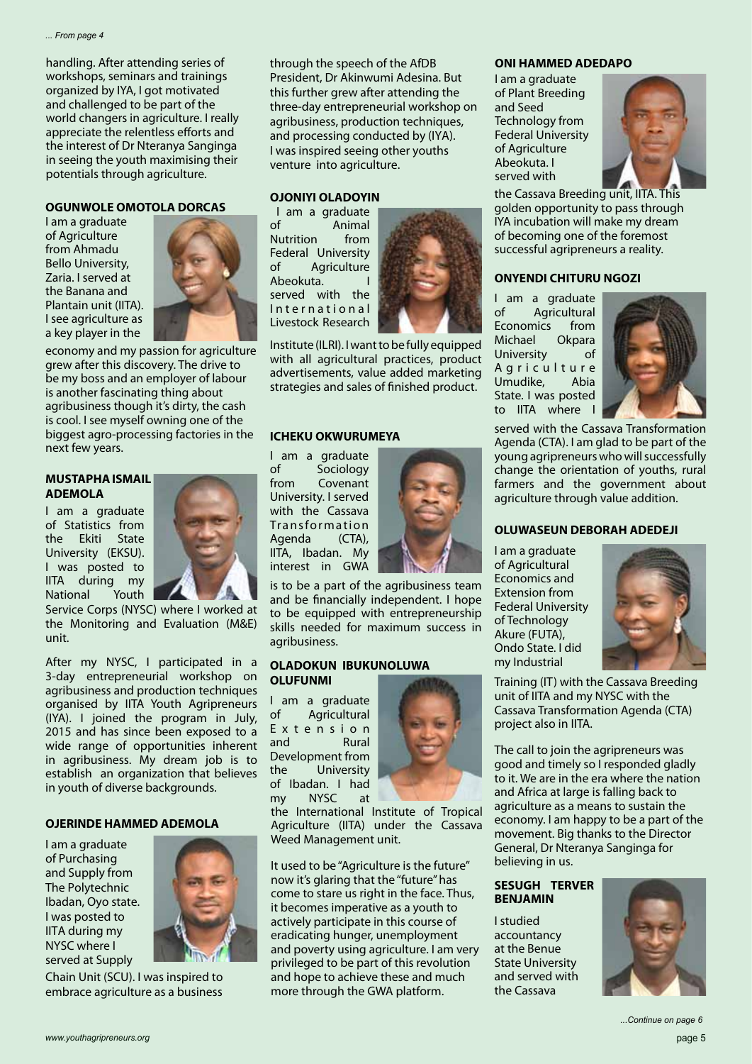*... From page 4*

handling. After attending series of workshops, seminars and trainings organized by IYA, I got motivated and challenged to be part of the world changers in agriculture. I really appreciate the relentless efforts and the interest of Dr Nteranya Sanginga in seeing the youth maximising their potentials through agriculture.

### OGUNWOLE OMOTOLA DORCAS

I am a graduate of Agriculture from Ahmadu Bello University, Zaria. I served at the Banana and Plantain unit (IITA). I see agriculture as a key player in the economy and my passion for agriculture grew after this discovery. The drive to be my boss and an employer of labour is another fascinating thing about agribusiness though it's dirty, the cash is cool. I see myself owning one of the biggest agro-processing factories in the next few years.

### MUSTAPHA ISMAIL ADEMOLA

I am a graduate of Statistics from the Ekiti State University (EKSU). I was posted to IITA during my National Youth Service Corps (NYSC) where I worked at the Monitoring and Evaluation (M&E) unit.

After my NYSC, I participated in a 3-day entrepreneurial workshop on agribusiness and production techniques organised by IITA Youth Agripreneurs (IYA). I joined the program in July, 2015 and has since been exposed to a wide range of opportunities inherent in agribusiness. My dream job is to establish an organization that believes in youth of diverse backgrounds.

### OJERINDE HAMMED ADEMOLA

I am a graduate of Purchasing and Supply from The Polytechnic Ibadan, Oyo state. I was posted to IITA during my NYSC where I served at Supply Chain Unit (SCU). I was inspired to embrace agriculture as a business through the speech of the AfDB President, Dr Akinwumi Adesina. But this further grew after attending the three-day entrepreneurial workshop on agribusiness, production techniques, and processing conducted by (IYA). I was inspired seeing other youths venture into agriculture.

### OJONIYI OLADOYIN

I am a graduate of Animal Nutrition from Federal University of Agriculture Abeokuta. I served with the International Livestock Research Institute (ILRI). I want to be fully equipped with all agricultural practices, product advertisements, value added marketing strategies and sales of finished product.

### ICHEKU OKWURUMEYA

I am a graduate of Sociology from Covenant University. I served with the Cassava Transformation Agenda (CTA), IITA, Ibadan. My interest in GWA is to be a part of the agribusiness team and be financially independent. I hope to be equipped with entrepreneurship skills needed for maximum success in agribusiness.

### OLADOKUN IBUKUNOLUWA OLUFUNMI

I am a graduate of Agricultural Extension and Rural Development from the University of Ibadan. I had my NYSC at the International Institute of Tropical Agriculture (IITA) under the Cassava Weed Management unit.

It used to be "Agriculture is the future" now it's glaring that the "future" has come to stare us right in the face. Thus, it becomes imperative as a youth to actively participate in this course of eradicating hunger, unemployment and poverty using agriculture. I am very privileged to be part of this revolution and hope to achieve these and much more through the GWA platform.

### ONI HAMMED ADEDAPO

I am a graduate of Plant Breeding and Seed Technology from Federal University of Agriculture Abeokuta. I served with the Cassava Breeding unit, IITA. This golden opportunity to pass through IYA incubation will make my dream of becoming one of the foremost successful agripreneurs a reality.

### ONYENDI CHITURU NGOZI

I am a graduate of Agricultural Economics from Michael Okpara University of Agriculture Umudike, Abia State. I was posted to IITA where I served with the Cassava Transformation Agenda (CTA). I am glad to be part of the young agripreneurs who will successfully change the orientation of youths, rural farmers and the government about agriculture through value addition.

### OLUWASEUN DEBORAH ADEDEJI

I am a graduate of Agricultural Economics and Extension from Federal University of Technology Akure (FUTA), Ondo State. I did my Industrial Training (IT) with the Cassava Breeding unit of IITA and my NYSC with the Cassava Transformation Agenda (CTA) project also in IITA.

The call to join the agripreneurs was good and timely so I responded gladly to it. We are in the era where the nation and Africa at large is falling back to agriculture as a means to sustain the economy. I am happy to be a part of the movement. Big thanks to the Director General, Dr Nteranya Sanginga for believing in us.

### SESUGH TERVER BENJAMIN

I studied accountancy at the Benue State University and served with the Cassava

*...Continue on page 6*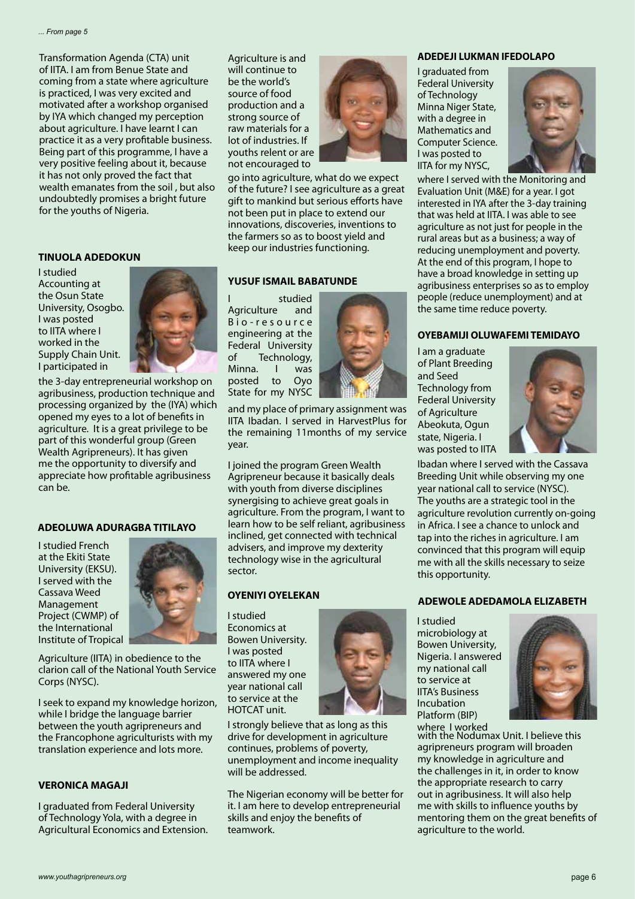*... From page 5*

Transformation Agenda (CTA) unit of IITA. I am from Benue State and coming from a state where agriculture is practiced, I was very excited and motivated after a workshop organised by IYA which changed my perception about agriculture. I have learnt I can practice it as a very profitable business. Being part of this programme, I have a very positive feeling about it, because it has not only proved the fact that wealth emanates from the soil , but also undoubtedly promises a bright future for the youths of Nigeria.

**TINUOLA ADEDOKUN**

I studied Accounting at the Osun State University, Osogbo. I was posted to IITA where I worked in the Supply Chain Unit. I participated in the 3-day entrepreneurial workshop on agribusiness, production technique and processing organized by the (IYA) which opened my eyes to a lot of benefits in agriculture. It is a great privilege to be part of this wonderful group (Green Wealth Agripreneurs). It has given me the opportunity to diversify and appreciate how profitable agribusiness can be.

**ADEOLUWA ADURAGBA TITILAYO**

I studied French at the Ekiti State University (EKSU). I served with the Cassava Weed Management Project (CWMP) of the International Institute of Tropical Agriculture (IITA) in obedience to the clarion call of the National Youth Service Corps (NYSC).

I seek to expand my knowledge horizon, while I bridge the language barrier between the youth agripreneurs and the Francophone agriculturists with my translation experience and lots more.

**VERONICA MAGAJI**

I graduated from Federal University of Technology Yola, with a degree in Agricultural Economics and Extension. Agriculture is and will continue to be the world's source of food production and a strong source of raw materials for a lot of industries. If youths relent or are not encouraged to go into agriculture, what do we expect of the future? I see agriculture as a great gift to mankind but serious efforts have not been put in place to extend our innovations, discoveries, inventions to the farmers so as to boost yield and keep our industries functioning.

**YUSUF ISMAIL BABATUNDE**

I studied Agriculture and Bio-resource engineering at the Federal University of Technology, Minna. I was posted to Oyo State for my NYSC and my place of primary assignment was IITA Ibadan. I served in HarvestPlus for the remaining 11months of my service year.

I joined the program Green Wealth Agripreneur because it basically deals with youth from diverse disciplines synergising to achieve great goals in agriculture. From the program, I want to learn how to be self reliant, agribusiness inclined, get connected with technical advisers, and improve my dexterity technology wise in the agricultural sector.

**OYENIYI OYELEKAN**

I studied Economics at Bowen University. I was posted to IITA where I answered my one year national call to service at the HOTCAT unit.

I strongly believe that as long as this drive for development in agriculture continues, problems of poverty, unemployment and income inequality will be addressed.

The Nigerian economy will be better for it. I am here to develop entrepreneurial skills and enjoy the benefits of teamwork.

**ADEDEJI LUKMAN IFEDOLAPO**

I graduated from Federal University of Technology Minna Niger State, with a degree in Mathematics and Computer Science. I was posted to IITA for my NYSC, where I served with the Monitoring and Evaluation Unit (M&E) for a year. I got interested in IYA after the 3-day training that was held at IITA. I was able to see agriculture as not just for people in the rural areas but as a business; a way of reducing unemployment and poverty. At the end of this program, I hope to have a broad knowledge in setting up agribusiness enterprises so as to employ people (reduce unemployment) and at the same time reduce poverty.

**OYEBAMIJI OLUWAFEMI TEMIDAYO**

I am a graduate of Plant Breeding and Seed Technology from Federal University of Agriculture Abeokuta, Ogun state, Nigeria. I was posted to IITA Ibadan where I served with the Cassava Breeding Unit while observing my one year national call to service (NYSC). The youths are a strategic tool in the agriculture revolution currently on-going in Africa. I see a chance to unlock and tap into the riches in agriculture. I am convinced that this program will equip me with all the skills necessary to seize this opportunity.

**ADEWOLE ADEDAMOLA ELIZABETH**

I studied microbiology at Bowen University, Nigeria. I answered my national call to service at IITA's Business Incubation Platform (BIP) where I worked with the Nodumax Unit. I believe this agripreneurs program will broaden my knowledge in agriculture and the challenges in it, in order to know the appropriate research to carry out in agribusiness. It will also help me with skills to influence youths by mentoring them on the great benefits of agriculture to the world.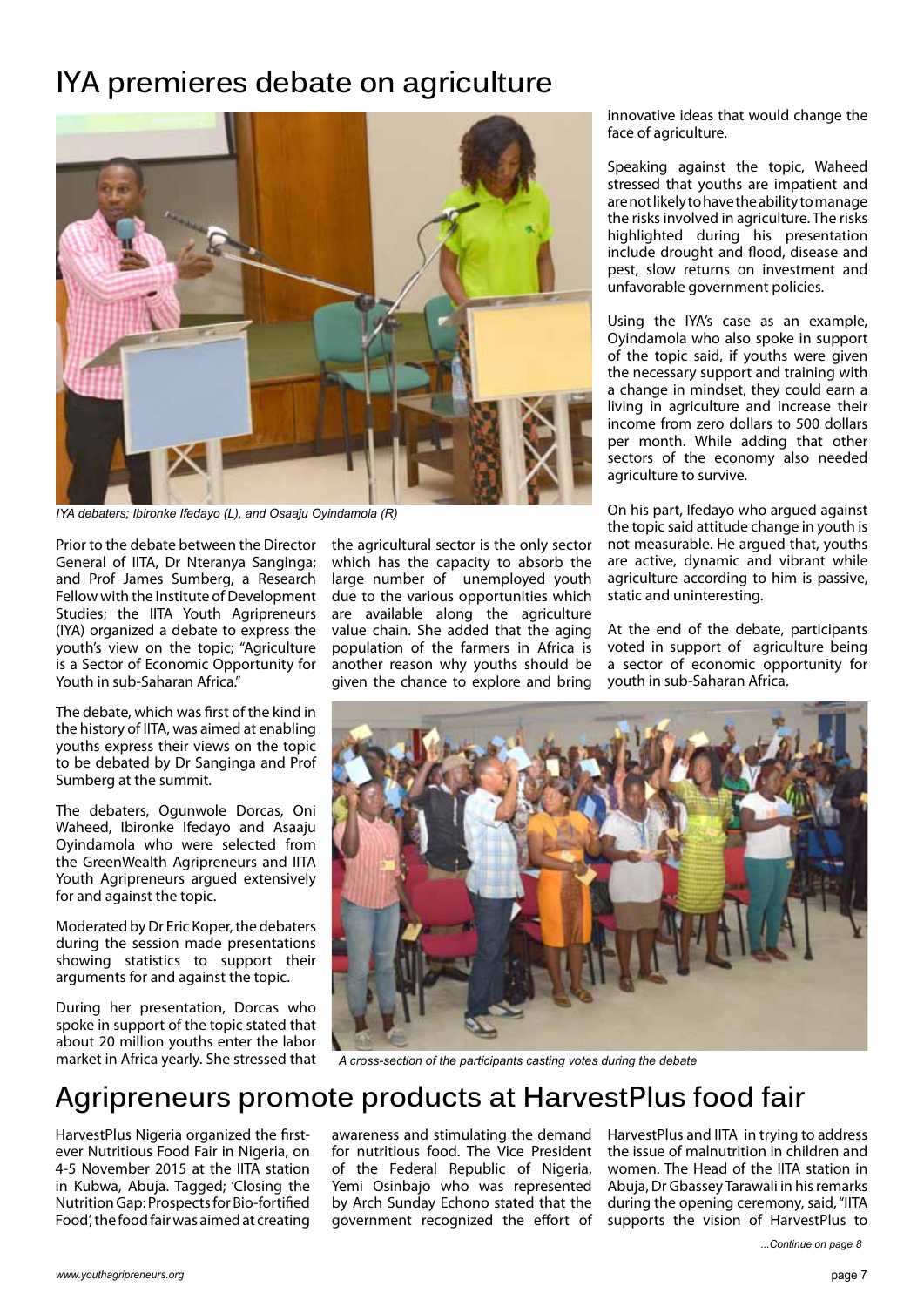# IYA premieres debate on agriculture

*IYA debaters; Ibironke Ifedayo (L), and Osaaju Oyindamola (R)*

Prior to the debate between the Director General of IITA, Dr Nteranya Sanginga; and Prof James Sumberg, a Research Fellow with the Institute of Development Studies; the IITA Youth Agripreneurs (IYA) organized a debate to express the youth's view on the topic; "Agriculture is a Sector of Economic Opportunity for Youth in sub-Saharan Africa."

The debate, which was first of the kind in the history of IITA, was aimed at enabling youths express their views on the topic to be debated by Dr Sanginga and Prof Sumberg at the summit.

The debaters, Ogunwole Dorcas, Oni Waheed, Ibironke Ifedayo and Asaaju Oyindamola who were selected from the GreenWealth Agripreneurs and IITA Youth Agripreneurs argued extensively for and against the topic.

Moderated by Dr Eric Koper, the debaters during the session made presentations showing statistics to support their arguments for and against the topic.

During her presentation, Dorcas who spoke in support of the topic stated that about 20 million youths enter the labor market in Africa yearly. She stressed that the agricultural sector is the only sector which has the capacity to absorb the large number of unemployed youth due to the various opportunities which are available along the agriculture value chain. She added that the aging population of the farmers in Africa is another reason why youths should be given the chance to explore and bring innovative ideas that would change the face of agriculture.

Speaking against the topic, Waheed stressed that youths are impatient and are not likely to have the ability to manage the risks involved in agriculture. The risks highlighted during his presentation include drought and flood, disease and pest, slow returns on investment and unfavorable government policies.

Using the IYA's case as an example, Oyindamola who also spoke in support of the topic said, if youths were given the necessary support and training with a change in mindset, they could earn a living in agriculture and increase their income from zero dollars to 500 dollars per month. While adding that other sectors of the economy also needed agriculture to survive.

On his part, Ifedayo who argued against the topic said attitude change in youth is not measurable. He argued that, youths are active, dynamic and vibrant while agriculture according to him is passive, static and uninteresting.

At the end of the debate, participants voted in support of agriculture being a sector of economic opportunity for youth in sub-Saharan Africa.

*A cross-section of the participants casting votes during the debate*

# Agripreneurs promote products at HarvestPlus food fair

HarvestPlus Nigeria organized the first-ever Nutritious Food Fair in Nigeria, on 4-5 November 2015 at the IITA station in Kubwa, Abuja. Tagged; 'Closing the Nutrition Gap: Prospects for Bio-fortified Food', the food fair was aimed at creating awareness and stimulating the demand for nutritious food. The Vice President of the Federal Republic of Nigeria, Yemi Osinbajo who was represented by Arch Sunday Echono stated that the government recognized the effort of HarvestPlus and IITA in trying to address the issue of malnutrition in children and women. The Head of the IITA station in Abuja, Dr Gbassey Tarawali in his remarks during the opening ceremony, said, "IITA supports the vision of HarvestPlus to

*...Continue on page 8*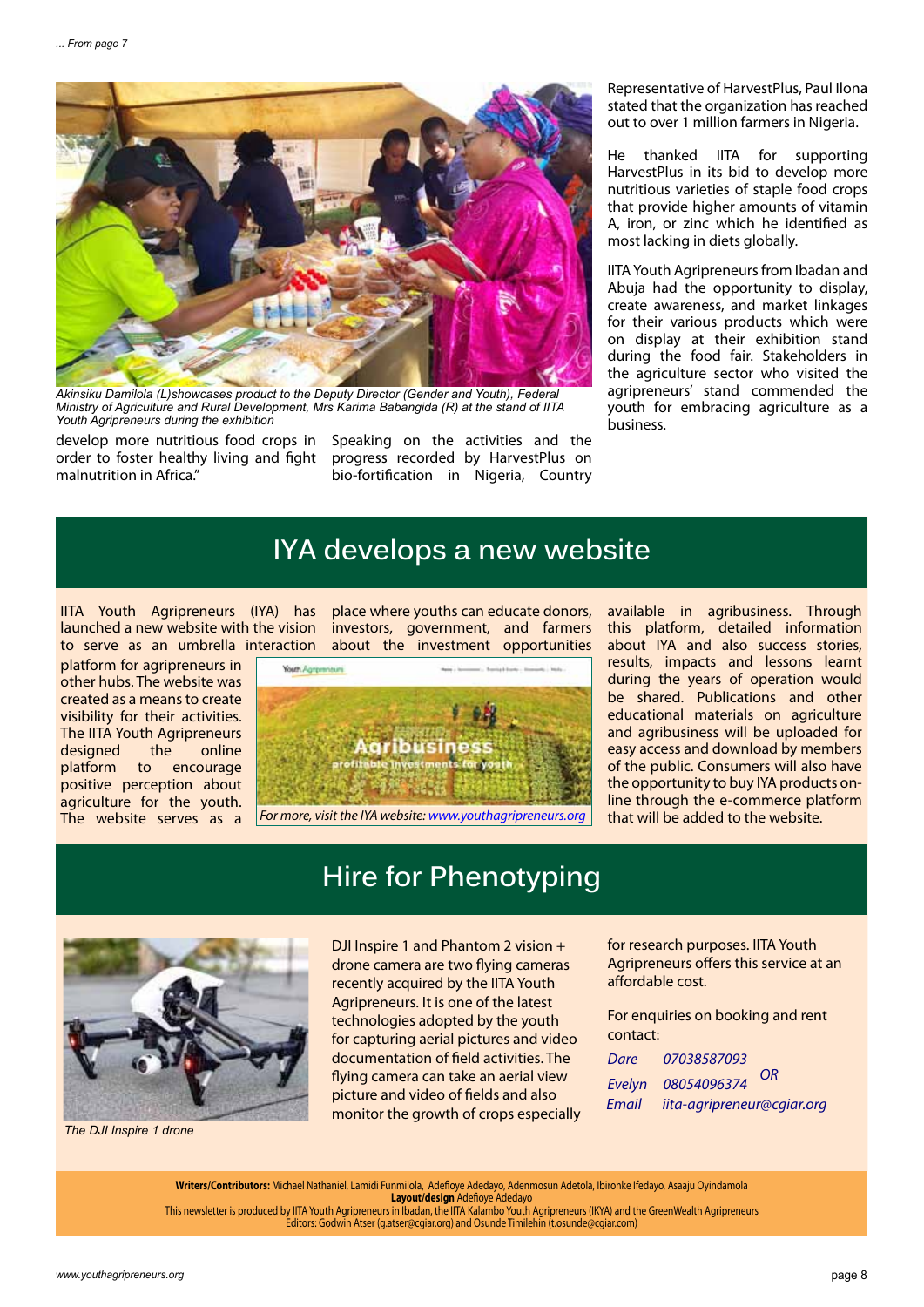*... From page 7*

Akinsiku Damilola (L)showcases product to the Deputy Director (Gender and Youth), Federal Ministry of Agriculture and Rural Development, Mrs Karima Babangida (R) at the stand of IITA Youth Agripreneurs during the exhibition

develop more nutritious food crops in order to foster healthy living and fight malnutrition in Africa."

Speaking on the activities and the progress recorded by HarvestPlus on bio-fortification in Nigeria, Country Representative of HarvestPlus, Paul Ilona stated that the organization has reached out to over 1 million farmers in Nigeria.

He thanked IITA for supporting HarvestPlus in its bid to develop more nutritious varieties of staple food crops that provide higher amounts of vitamin A, iron, or zinc which he identified as most lacking in diets globally.

IITA Youth Agripreneurs from Ibadan and Abuja had the opportunity to display, create awareness, and market linkages for their various products which were on display at their exhibition stand during the food fair. Stakeholders in the agriculture sector who visited the agripreneurs' stand commended the youth for embracing agriculture as a business.

## IYA develops a new website

IITA Youth Agripreneurs (IYA) has launched a new website with the vision to serve as an umbrella interaction platform for agripreneurs in other hubs. The website was created as a means to create visibility for their activities. The IITA Youth Agripreneurs designed the online platform to encourage positive perception about agriculture for the youth. The website serves as a place where youths can educate donors, investors, government, and farmers about the investment opportunities available in agribusiness. Through this platform, detailed information about IYA and also success stories, results, impacts and lessons learnt during the years of operation would be shared. Publications and other educational materials on agriculture and agribusiness will be uploaded for easy access and download by members of the public. Consumers will also have the opportunity to buy IYA products on-line through the e-commerce platform that will be added to the website.

*For more, visit the IYA website: www.youthagripreneurs.org*

## Hire for Phenotyping

*The DJI Inspire 1 drone*

DJI Inspire 1 and Phantom 2 vision + drone camera are two flying cameras recently acquired by the IITA Youth Agripreneurs. It is one of the latest technologies adopted by the youth for capturing aerial pictures and video documentation of field activities. The flying camera can take an aerial view picture and video of fields and also monitor the growth of crops especially for research purposes. IITA Youth Agripreneurs offers this service at an affordable cost.

For enquiries on booking and rent contact:

*Dare 07038587093*
*OR*
*Evelyn 08054096374*
*Email iita-agripreneur@cgiar.org*

**Writers/Contributors:** Michael Nathaniel, Lamidi Funmilola, Adefioye Adedayo, Adenmosun Adetola, Ibironke Ifedayo, Asaaju Oyindamola
**Layout/design** Adefioye Adedayo
This newsletter is produced by IITA Youth Agripreneurs in Ibadan, the IITA Kalambo Youth Agripreneurs (IKYA) and the GreenWealth Agripreneurs
Editors: Godwin Atser (g.atser@cgiar.org) and Osunde Timilehin (t.osunde@cgiar.com)